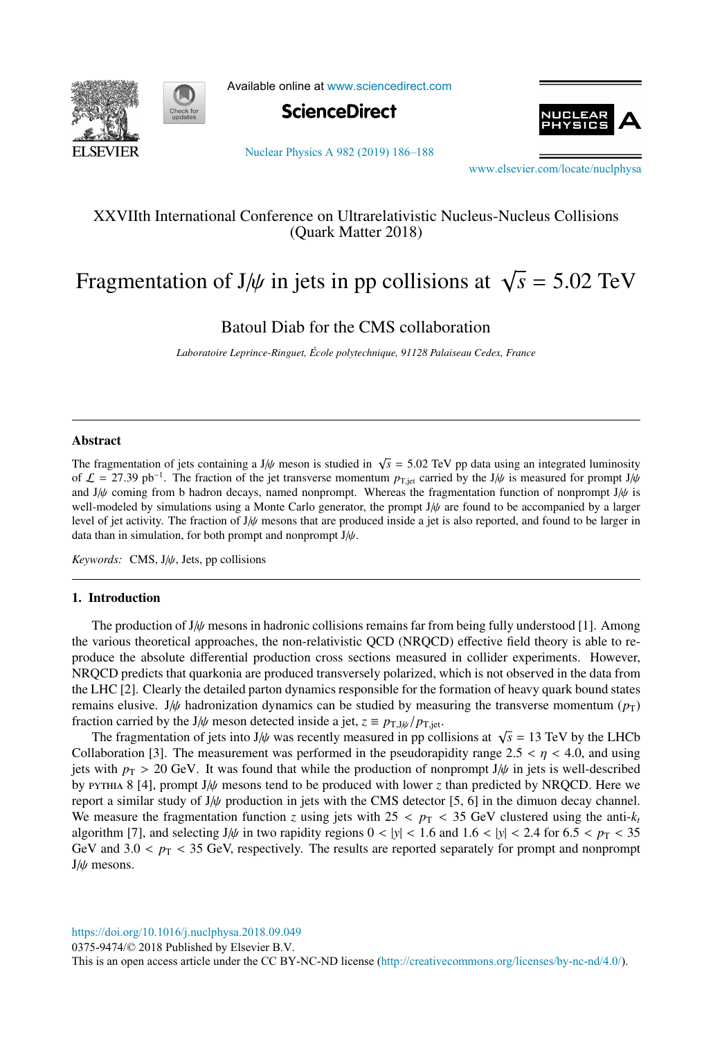XXVIIth International Conference on Ultrarelativistic Nucleus-Nucleus Collisions
(Quark Matter 2018)

# Fragmentation of J/$\psi$ in jets in pp collisions at $\sqrt{s}$ = 5.02 TeV

Batoul Diab for the CMS collaboration

*Laboratoire Leprince-Ringuet, École polytechnique, 91128 Palaiseau Cedex, France*

---

## Abstract

The fragmentation of jets containing a J/$\psi$ meson is studied in $\sqrt{s}$ = 5.02 TeV pp data using an integrated luminosity of $\mathcal{L}$ = 27.39 pb$^{-1}$. The fraction of the jet transverse momentum $p_{\mathrm{T,jet}}$ carried by the J/$\psi$ is measured for prompt J/$\psi$ and J/$\psi$ coming from b hadron decays, named nonprompt. Whereas the fragmentation function of nonprompt J/$\psi$ is well-modeled by simulations using a Monte Carlo generator, the prompt J/$\psi$ are found to be accompanied by a larger level of jet activity. The fraction of J/$\psi$ mesons that are produced inside a jet is also reported, and found to be larger in data than in simulation, for both prompt and nonprompt J/$\psi$.

*Keywords:* CMS, J/$\psi$, Jets, pp collisions

---

## 1. Introduction

The production of J/$\psi$ mesons in hadronic collisions remains far from being fully understood [1]. Among the various theoretical approaches, the non-relativistic QCD (NRQCD) effective field theory is able to reproduce the absolute differential production cross sections measured in collider experiments. However, NRQCD predicts that quarkonia are produced transversely polarized, which is not observed in the data from the LHC [2]. Clearly the detailed parton dynamics responsible for the formation of heavy quark bound states remains elusive. J/$\psi$ hadronization dynamics can be studied by measuring the transverse momentum ($p_{\mathrm{T}}$) fraction carried by the J/$\psi$ meson detected inside a jet, $z \equiv p_{\mathrm{T,J/\psi}}/p_{\mathrm{T,jet}}$.

The fragmentation of jets into J/$\psi$ was recently measured in pp collisions at $\sqrt{s}$ = 13 TeV by the LHCb Collaboration [3]. The measurement was performed in the pseudorapidity range $2.5 < \eta < 4.0$, and using jets with $p_{\mathrm{T}} > 20$ GeV. It was found that while the production of nonprompt J/$\psi$ in jets is well-described by PYTHIA 8 [4], prompt J/$\psi$ mesons tend to be produced with lower $z$ than predicted by NRQCD. Here we report a similar study of J/$\psi$ production in jets with the CMS detector [5, 6] in the dimuon decay channel. We measure the fragmentation function $z$ using jets with $25 < p_{\mathrm{T}} < 35$ GeV clustered using the anti-$k_t$ algorithm [7], and selecting J/$\psi$ in two rapidity regions $0 < |y| < 1.6$ and $1.6 < |y| < 2.4$ for $6.5 < p_{\mathrm{T}} < 35$ GeV and $3.0 < p_{\mathrm{T}} < 35$ GeV, respectively. The results are reported separately for prompt and nonprompt J/$\psi$ mesons.

https://doi.org/10.1016/j.nuclphysa.2018.09.049
0375-9474/© 2018 Published by Elsevier B.V.
This is an open access article under the CC BY-NC-ND license (http://creativecommons.org/licenses/by-nc-nd/4.0/).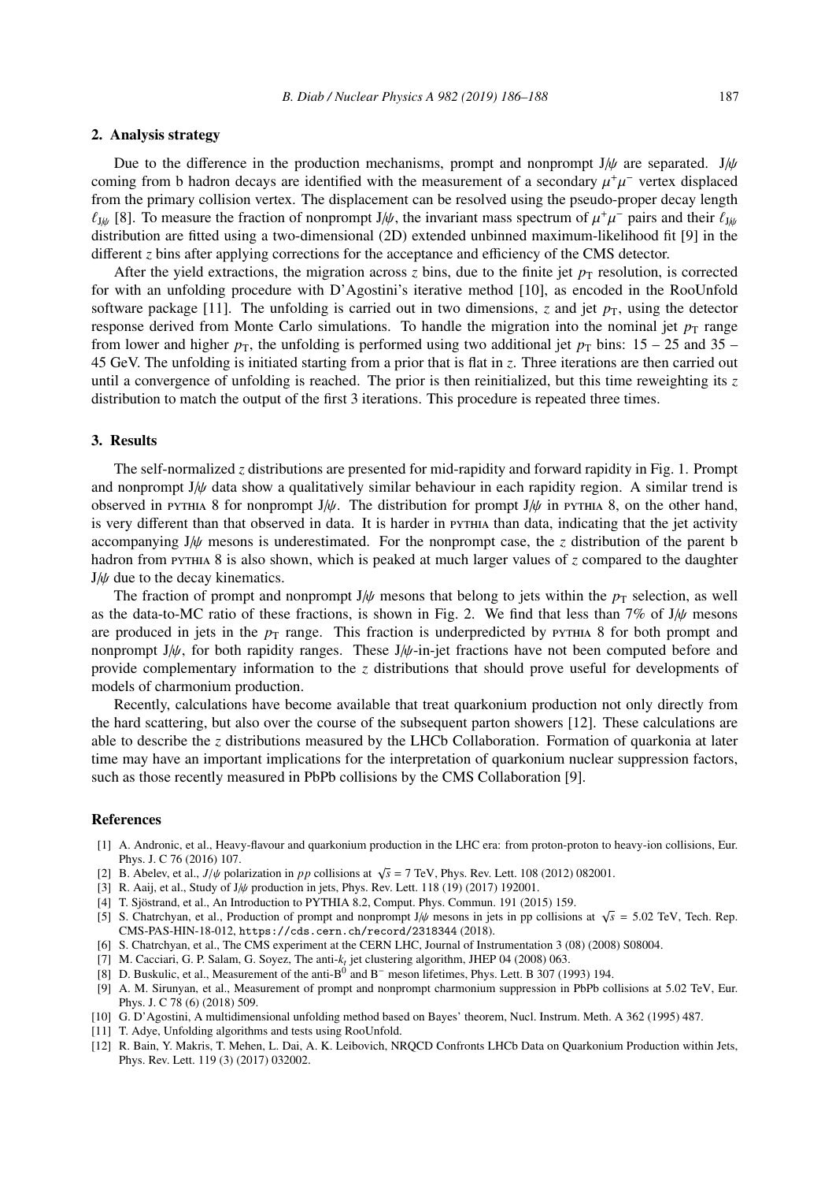## 2. Analysis strategy

Due to the difference in the production mechanisms, prompt and nonprompt J/$\psi$ are separated. J/$\psi$ coming from b hadron decays are identified with the measurement of a secondary $\mu^+\mu^-$ vertex displaced from the primary collision vertex. The displacement can be resolved using the pseudo-proper decay length $\ell_{J/\psi}$ [8]. To measure the fraction of nonprompt J/$\psi$, the invariant mass spectrum of $\mu^+\mu^-$ pairs and their $\ell_{J/\psi}$ distribution are fitted using a two-dimensional (2D) extended unbinned maximum-likelihood fit [9] in the different $z$ bins after applying corrections for the acceptance and efficiency of the CMS detector.

After the yield extractions, the migration across $z$ bins, due to the finite jet $p_T$ resolution, is corrected for with an unfolding procedure with D'Agostini's iterative method [10], as encoded in the RooUnfold software package [11]. The unfolding is carried out in two dimensions, $z$ and jet $p_T$, using the detector response derived from Monte Carlo simulations. To handle the migration into the nominal jet $p_T$ range from lower and higher $p_T$, the unfolding is performed using two additional jet $p_T$ bins: 15 – 25 and 35 – 45 GeV. The unfolding is initiated starting from a prior that is flat in $z$. Three iterations are then carried out until a convergence of unfolding is reached. The prior is then reinitialized, but this time reweighting its $z$ distribution to match the output of the first 3 iterations. This procedure is repeated three times.

## 3. Results

The self-normalized $z$ distributions are presented for mid-rapidity and forward rapidity in Fig. 1. Prompt and nonprompt J/$\psi$ data show a qualitatively similar behaviour in each rapidity region. A similar trend is observed in PYTHIA 8 for nonprompt J/$\psi$. The distribution for prompt J/$\psi$ in PYTHIA 8, on the other hand, is very different than that observed in data. It is harder in PYTHIA than data, indicating that the jet activity accompanying J/$\psi$ mesons is underestimated. For the nonprompt case, the $z$ distribution of the parent b hadron from PYTHIA 8 is also shown, which is peaked at much larger values of $z$ compared to the daughter J/$\psi$ due to the decay kinematics.

The fraction of prompt and nonprompt J/$\psi$ mesons that belong to jets within the $p_T$ selection, as well as the data-to-MC ratio of these fractions, is shown in Fig. 2. We find that less than 7% of J/$\psi$ mesons are produced in jets in the $p_T$ range. This fraction is underpredicted by PYTHIA 8 for both prompt and nonprompt J/$\psi$, for both rapidity ranges. These J/$\psi$-in-jet fractions have not been computed before and provide complementary information to the $z$ distributions that should prove useful for developments of models of charmonium production.

Recently, calculations have become available that treat quarkonium production not only directly from the hard scattering, but also over the course of the subsequent parton showers [12]. These calculations are able to describe the $z$ distributions measured by the LHCb Collaboration. Formation of quarkonia at later time may have an important implications for the interpretation of quarkonium nuclear suppression factors, such as those recently measured in PbPb collisions by the CMS Collaboration [9].

## References

[1] A. Andronic, et al., Heavy-flavour and quarkonium production in the LHC era: from proton-proton to heavy-ion collisions, Eur. Phys. J. C 76 (2016) 107.

[2] B. Abelev, et al., $J/\psi$ polarization in $pp$ collisions at $\sqrt{s} = 7$ TeV, Phys. Rev. Lett. 108 (2012) 082001.

[3] R. Aaij, et al., Study of J/$\psi$ production in jets, Phys. Rev. Lett. 118 (19) (2017) 192001.

[4] T. Sjöstrand, et al., An Introduction to PYTHIA 8.2, Comput. Phys. Commun. 191 (2015) 159.

[5] S. Chatrchyan, et al., Production of prompt and nonprompt J/$\psi$ mesons in jets in pp collisions at $\sqrt{s} = 5.02$ TeV, Tech. Rep. CMS-PAS-HIN-18-012, https://cds.cern.ch/record/2318344 (2018).

[6] S. Chatrchyan, et al., The CMS experiment at the CERN LHC, Journal of Instrumentation 3 (08) (2008) S08004.

[7] M. Cacciari, G. P. Salam, G. Soyez, The anti-$k_t$ jet clustering algorithm, JHEP 04 (2008) 063.

[8] D. Buskulic, et al., Measurement of the anti-$B^0$ and $B^-$ meson lifetimes, Phys. Lett. B 307 (1993) 194.

[9] A. M. Sirunyan, et al., Measurement of prompt and nonprompt charmonium suppression in PbPb collisions at 5.02 TeV, Eur. Phys. J. C 78 (6) (2018) 509.

[10] G. D'Agostini, A multidimensional unfolding method based on Bayes' theorem, Nucl. Instrum. Meth. A 362 (1995) 487.

[11] T. Adye, Unfolding algorithms and tests using RooUnfold.

[12] R. Bain, Y. Makris, T. Mehen, L. Dai, A. K. Leibovich, NRQCD Confronts LHCb Data on Quarkonium Production within Jets, Phys. Rev. Lett. 119 (3) (2017) 032002.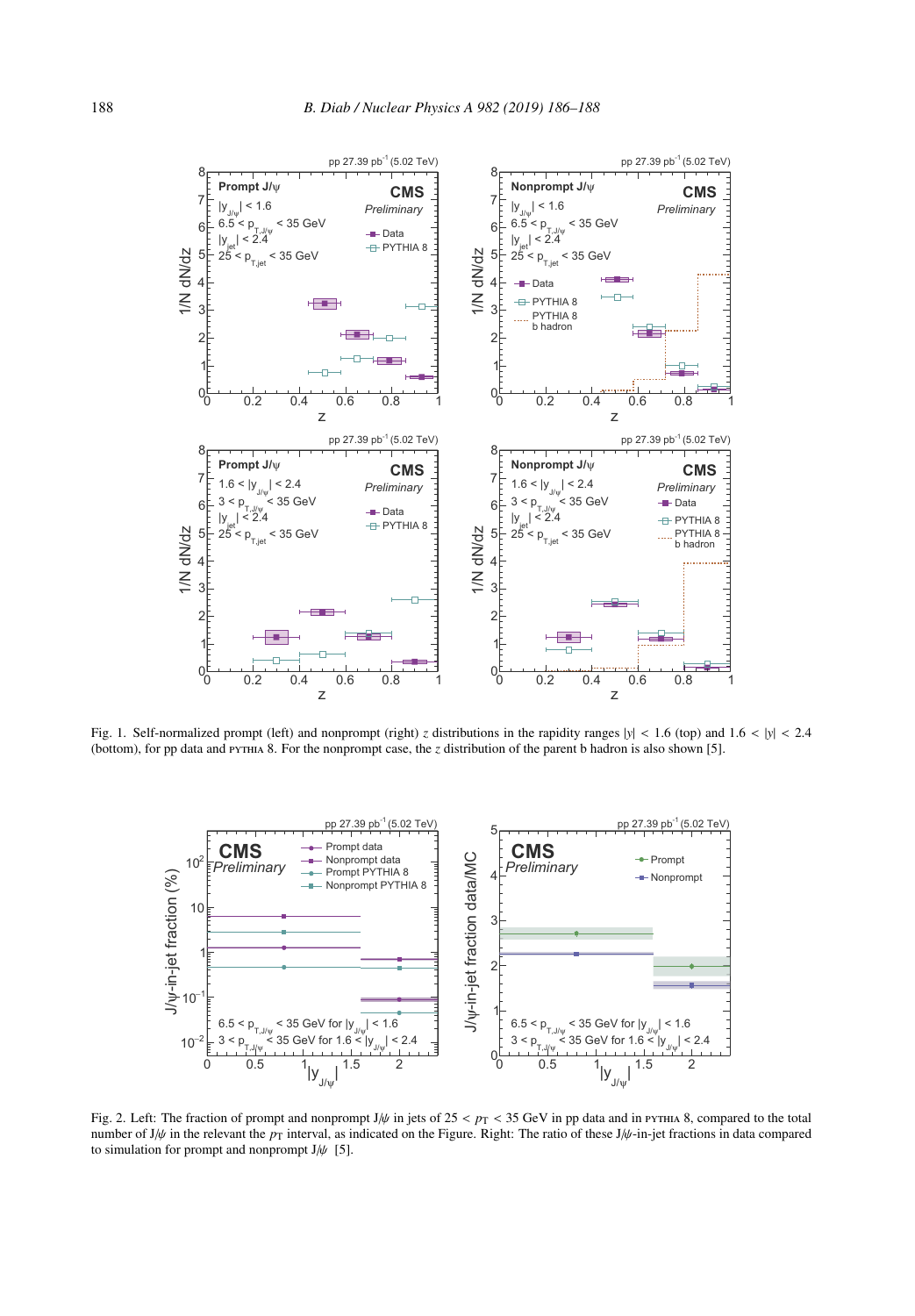pp 27.39 pb$^{-1}$ (5.02 TeV)

CMS *Preliminary*

Prompt J/ψ

$|y_{J/\psi}| < 1.6$

$6.5 < p_{T,J/\psi} < 35$ GeV

$|y_{jet}| < 2.4$

$25 < p_{T,jet} < 35$ GeV

Data

PYTHIA 8

1/N dN/dz

z

pp 27.39 pb$^{-1}$ (5.02 TeV)

CMS *Preliminary*

Nonprompt J/ψ

$|y_{J/\psi}| < 1.6$

$6.5 < p_{T,J/\psi} < 35$ GeV

$|y_{jet}| < 2.4$

$25 < p_{T,jet} < 35$ GeV

Data

PYTHIA 8

PYTHIA 8 b hadron

1/N dN/dz

z

pp 27.39 pb$^{-1}$ (5.02 TeV)

CMS *Preliminary*

Prompt J/ψ

$1.6 < |y_{J/\psi}| < 2.4$

$3 < p_{T,J/\psi} < 35$ GeV

$|y_{jet}| < 2.4$

$25 < p_{T,jet} < 35$ GeV

Data

PYTHIA 8

1/N dN/dz

z

pp 27.39 pb$^{-1}$ (5.02 TeV)

CMS *Preliminary*

Nonprompt J/ψ

$1.6 < |y_{J/\psi}| < 2.4$

$3 < p_{T,J/\psi} < 35$ GeV

$|y_{jet}| < 2.4$

$25 < p_{T,jet} < 35$ GeV

Data

PYTHIA 8

PYTHIA 8 b hadron

1/N dN/dz

z

Fig. 1. Self-normalized prompt (left) and nonprompt (right) $z$ distributions in the rapidity ranges $|y| < 1.6$ (top) and $1.6 < |y| < 2.4$ (bottom), for pp data and PYTHIA 8. For the nonprompt case, the $z$ distribution of the parent b hadron is also shown [5].

pp 27.39 pb$^{-1}$ (5.02 TeV)

CMS *Preliminary*

Prompt data

Nonprompt data

Prompt PYTHIA 8

Nonprompt PYTHIA 8

J/ψ-in-jet fraction (%)

$6.5 < p_{T,J/\psi} < 35$ GeV for $|y_{J/\psi}| < 1.6$

$3 < p_{T,J/\psi} < 35$ GeV for $1.6 < |y_{J/\psi}| < 2.4$

$|y_{J/\psi}|$

pp 27.39 pb$^{-1}$ (5.02 TeV)

CMS *Preliminary*

Prompt

Nonprompt

J/ψ-in-jet fraction data/MC

$6.5 < p_{T,J/\psi} < 35$ GeV for $|y_{J/\psi}| < 1.6$

$3 < p_{T,J/\psi} < 35$ GeV for $1.6 < |y_{J/\psi}| < 2.4$

$|y_{J/\psi}|$

Fig. 2. Left: The fraction of prompt and nonprompt J/ψ in jets of $25 < p_T < 35$ GeV in pp data and in PYTHIA 8, compared to the total number of J/ψ in the relevant the $p_T$ interval, as indicated on the Figure. Right: The ratio of these J/ψ-in-jet fractions in data compared to simulation for prompt and nonprompt J/ψ [5].